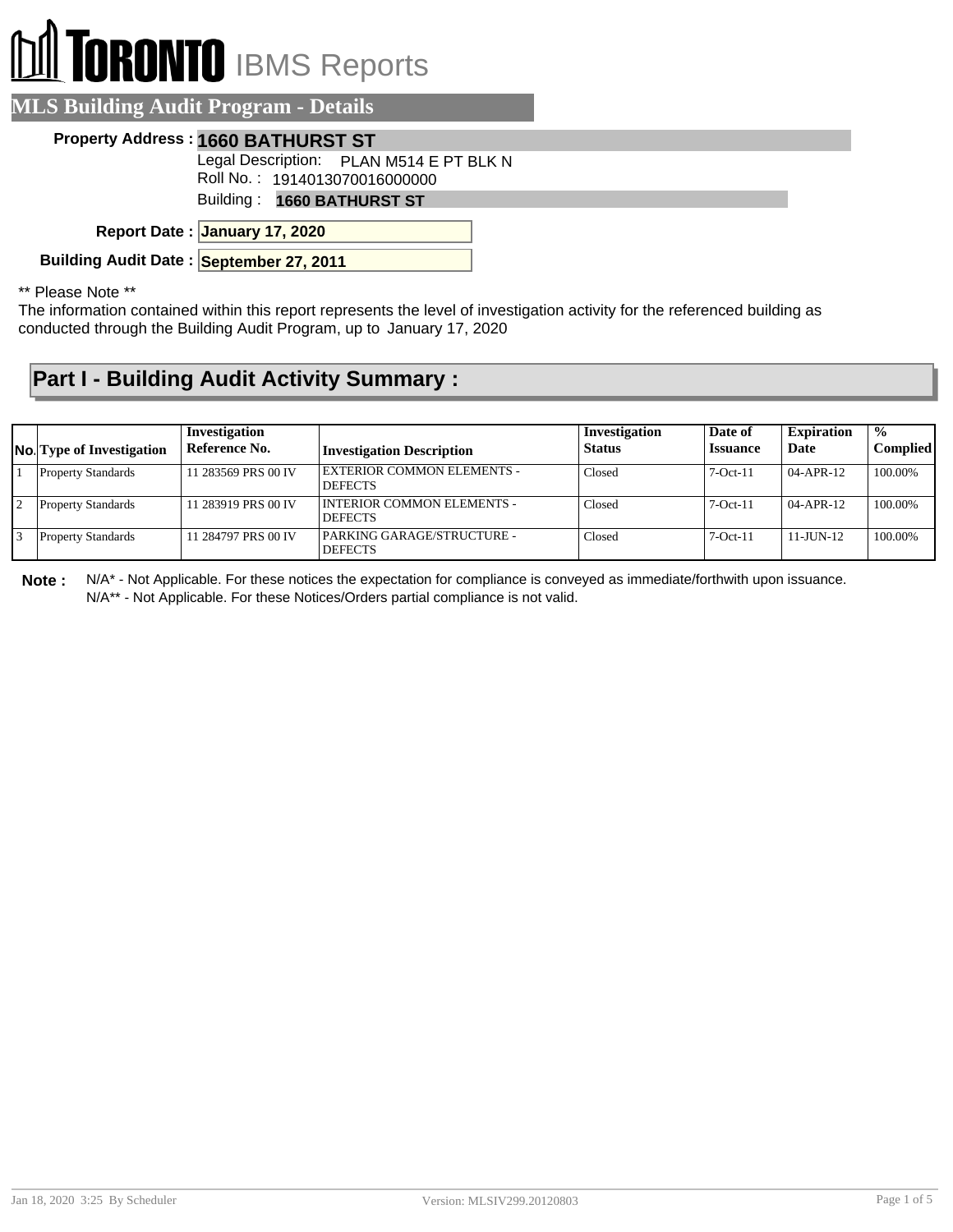# TORONTO IBMS Reports

## MLS Building Audit Program - Details

**Property Address :** **1660 BATHURST ST**

Legal Description: PLAN M514 E PT BLK N

Roll No. : 1914013070016000000

Building : **1660 BATHURST ST**

**Report Date :** **January 17, 2020**

**Building Audit Date :** **September 27, 2011**

** Please Note **

The information contained within this report represents the level of investigation activity for the referenced building as conducted through the Building Audit Program, up to January 17, 2020

## Part I - Building Audit Activity Summary :

| No. | Type of Investigation | Investigation Reference No. | Investigation Description | Investigation Status | Date of Issuance | Expiration Date | % Complied |
|---|---|---|---|---|---|---|---|
| 1 | Property Standards | 11 283569 PRS 00 IV | EXTERIOR COMMON ELEMENTS - DEFECTS | Closed | 7-Oct-11 | 04-APR-12 | 100.00% |
| 2 | Property Standards | 11 283919 PRS 00 IV | INTERIOR COMMON ELEMENTS - DEFECTS | Closed | 7-Oct-11 | 04-APR-12 | 100.00% |
| 3 | Property Standards | 11 284797 PRS 00 IV | PARKING GARAGE/STRUCTURE - DEFECTS | Closed | 7-Oct-11 | 11-JUN-12 | 100.00% |

**Note :** N/A* - Not Applicable. For these notices the expectation for compliance is conveyed as immediate/forthwith upon issuance.
N/A** - Not Applicable. For these Notices/Orders partial compliance is not valid.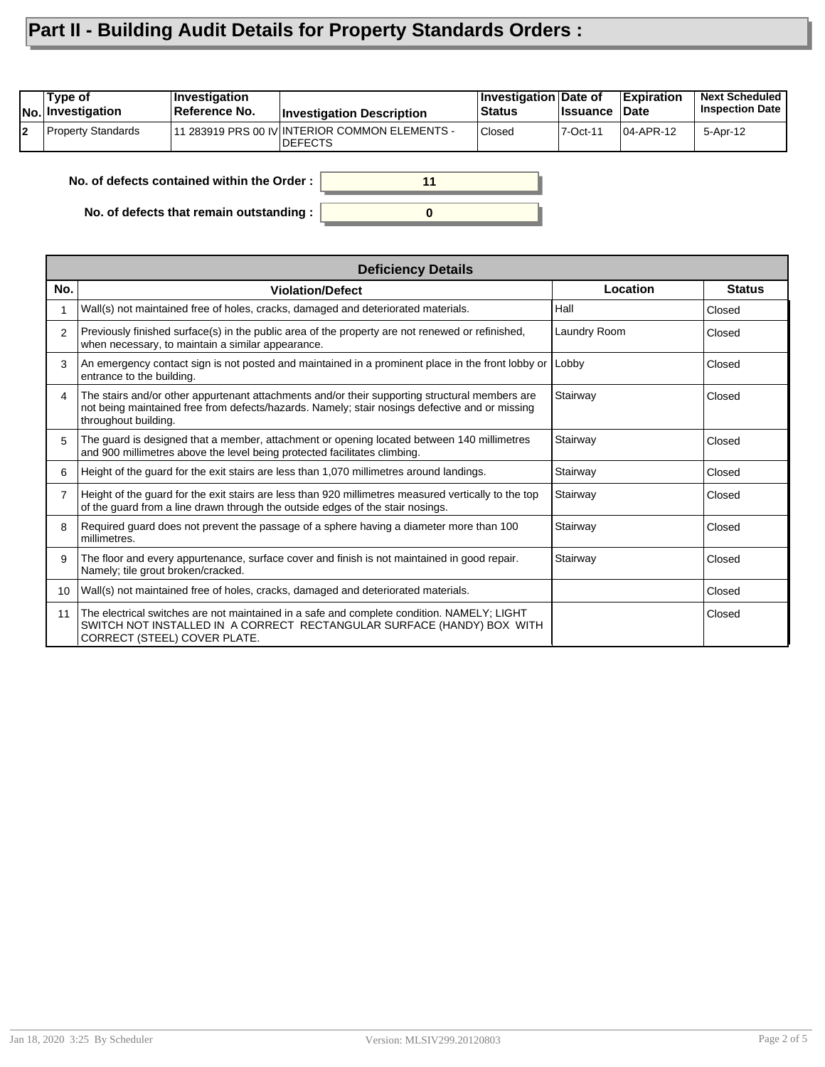# Part II - Building Audit Details for Property Standards Orders :

| No. | Type of Investigation | Investigation Reference No. | Investigation Description | Investigation Status | Date of Issuance | Expiration Date | Next Scheduled Inspection Date |
|---|---|---|---|---|---|---|---|
| 2 | Property Standards | 11 283919 PRS 00 IV | INTERIOR COMMON ELEMENTS - DEFECTS | Closed | 7-Oct-11 | 04-APR-12 | 5-Apr-12 |

**No. of defects contained within the Order :** 11

**No. of defects that remain outstanding :** 0

| Deficiency Details | | | |
|---|---|---|---|
| **No.** | **Violation/Defect** | **Location** | **Status** |
| 1 | Wall(s) not maintained free of holes, cracks, damaged and deteriorated materials. | Hall | Closed |
| 2 | Previously finished surface(s) in the public area of the property are not renewed or refinished, when necessary, to maintain a similar appearance. | Laundry Room | Closed |
| 3 | An emergency contact sign is not posted and maintained in a prominent place in the front lobby or entrance to the building. | Lobby | Closed |
| 4 | The stairs and/or other appurtenant attachments and/or their supporting structural members are not being maintained free from defects/hazards. Namely; stair nosings defective and or missing throughout building. | Stairway | Closed |
| 5 | The guard is designed that a member, attachment or opening located between 140 millimetres and 900 millimetres above the level being protected facilitates climbing. | Stairway | Closed |
| 6 | Height of the guard for the exit stairs are less than 1,070 millimetres around landings. | Stairway | Closed |
| 7 | Height of the guard for the exit stairs are less than 920 millimetres measured vertically to the top of the guard from a line drawn through the outside edges of the stair nosings. | Stairway | Closed |
| 8 | Required guard does not prevent the passage of a sphere having a diameter more than 100 millimetres. | Stairway | Closed |
| 9 | The floor and every appurtenance, surface cover and finish is not maintained in good repair. Namely; tile grout broken/cracked. | Stairway | Closed |
| 10 | Wall(s) not maintained free of holes, cracks, damaged and deteriorated materials. | | Closed |
| 11 | The electrical switches are not maintained in a safe and complete condition. NAMELY; LIGHT SWITCH NOT INSTALLED IN A CORRECT RECTANGULAR SURFACE (HANDY) BOX WITH CORRECT (STEEL) COVER PLATE. | | Closed |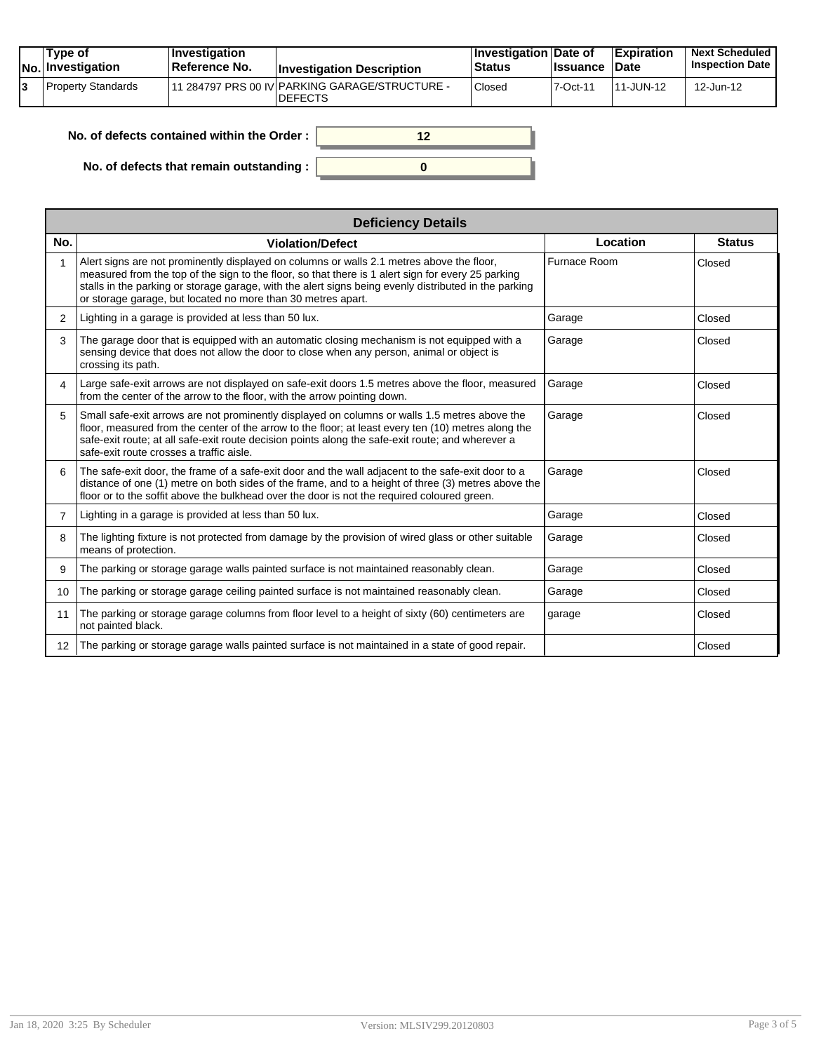| No. | Type of Investigation | Investigation Reference No. | Investigation Description | Investigation Status | Date of Issuance | Expiration Date | Next Scheduled Inspection Date |
|---|---|---|---|---|---|---|---|
| 3 | Property Standards | 11 284797 PRS 00 IV | PARKING GARAGE/STRUCTURE - DEFECTS | Closed | 7-Oct-11 | 11-JUN-12 | 12-Jun-12 |

**No. of defects contained within the Order :** 12

**No. of defects that remain outstanding :** 0

| Deficiency Details | | | |
|---|---|---|---|
| **No.** | **Violation/Defect** | **Location** | **Status** |
| 1 | Alert signs are not prominently displayed on columns or walls 2.1 metres above the floor, measured from the top of the sign to the floor, so that there is 1 alert sign for every 25 parking stalls in the parking or storage garage, with the alert signs being evenly distributed in the parking or storage garage, but located no more than 30 metres apart. | Furnace Room | Closed |
| 2 | Lighting in a garage is provided at less than 50 lux. | Garage | Closed |
| 3 | The garage door that is equipped with an automatic closing mechanism is not equipped with a sensing device that does not allow the door to close when any person, animal or object is crossing its path. | Garage | Closed |
| 4 | Large safe-exit arrows are not displayed on safe-exit doors 1.5 metres above the floor, measured from the center of the arrow to the floor, with the arrow pointing down. | Garage | Closed |
| 5 | Small safe-exit arrows are not prominently displayed on columns or walls 1.5 metres above the floor, measured from the center of the arrow to the floor; at least every ten (10) metres along the safe-exit route; at all safe-exit route decision points along the safe-exit route; and wherever a safe-exit route crosses a traffic aisle. | Garage | Closed |
| 6 | The safe-exit door, the frame of a safe-exit door and the wall adjacent to the safe-exit door to a distance of one (1) metre on both sides of the frame, and to a height of three (3) metres above the floor or to the soffit above the bulkhead over the door is not the required coloured green. | Garage | Closed |
| 7 | Lighting in a garage is provided at less than 50 lux. | Garage | Closed |
| 8 | The lighting fixture is not protected from damage by the provision of wired glass or other suitable means of protection. | Garage | Closed |
| 9 | The parking or storage garage walls painted surface is not maintained reasonably clean. | Garage | Closed |
| 10 | The parking or storage garage ceiling painted surface is not maintained reasonably clean. | Garage | Closed |
| 11 | The parking or storage garage columns from floor level to a height of sixty (60) centimeters are not painted black. | garage | Closed |
| 12 | The parking or storage garage walls painted surface is not maintained in a state of good repair. | | Closed |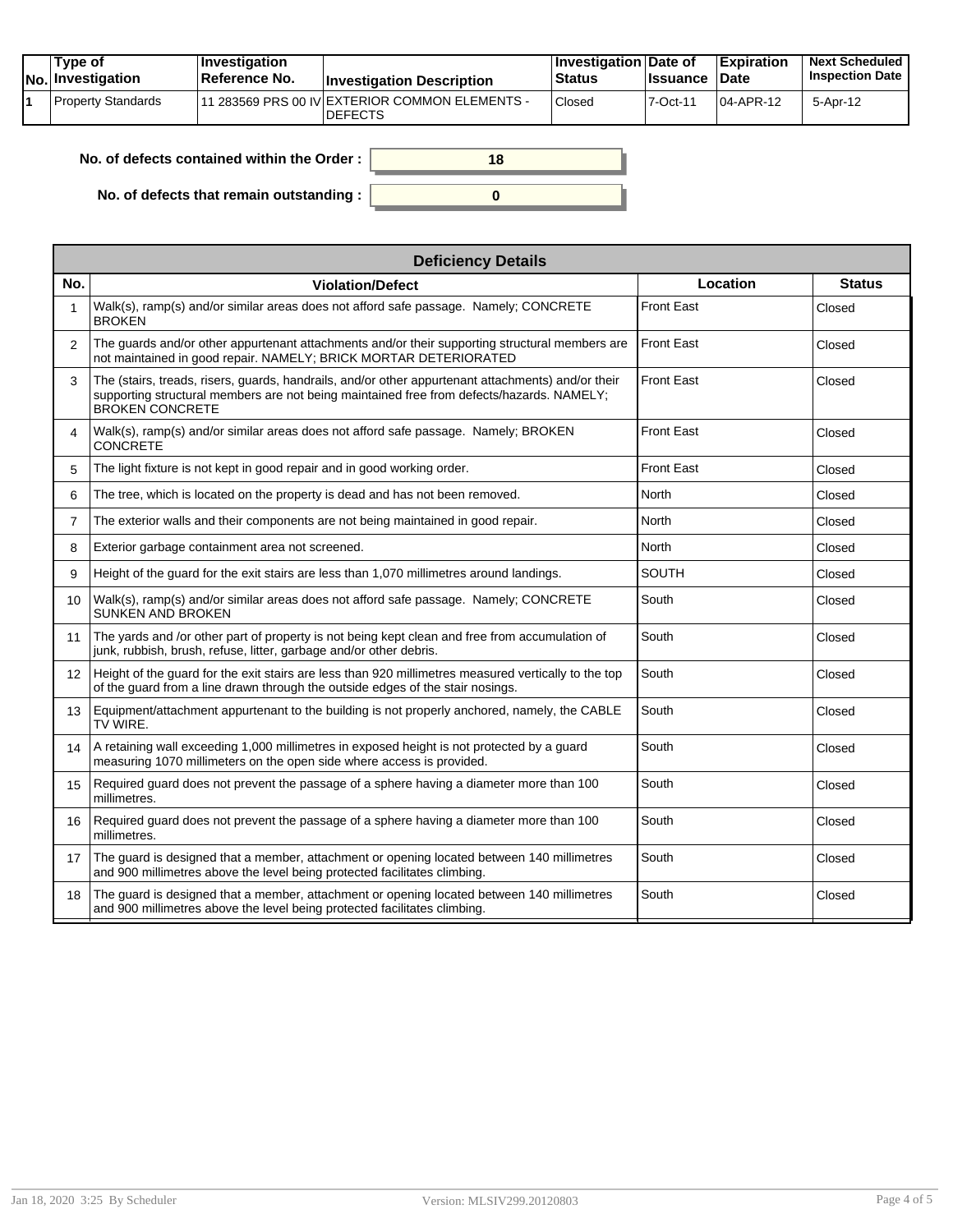| No. | Type of Investigation | Investigation Reference No. | Investigation Description | Investigation Status | Date of Issuance | Expiration Date | Next Scheduled Inspection Date |
|---|---|---|---|---|---|---|---|
| 1 | Property Standards | 11 283569 PRS 00 IV | EXTERIOR COMMON ELEMENTS - DEFECTS | Closed | 7-Oct-11 | 04-APR-12 | 5-Apr-12 |

**No. of defects contained within the Order :** 18

**No. of defects that remain outstanding :** 0

| Deficiency Details | | | |
|---|---|---|---|
| **No.** | **Violation/Defect** | **Location** | **Status** |
| 1 | Walk(s), ramp(s) and/or similar areas does not afford safe passage. Namely; CONCRETE BROKEN | Front East | Closed |
| 2 | The guards and/or other appurtenant attachments and/or their supporting structural members are not maintained in good repair. NAMELY; BRICK MORTAR DETERIORATED | Front East | Closed |
| 3 | The (stairs, treads, risers, guards, handrails, and/or other appurtenant attachments) and/or their supporting structural members are not being maintained free from defects/hazards. NAMELY; BROKEN CONCRETE | Front East | Closed |
| 4 | Walk(s), ramp(s) and/or similar areas does not afford safe passage. Namely; BROKEN CONCRETE | Front East | Closed |
| 5 | The light fixture is not kept in good repair and in good working order. | Front East | Closed |
| 6 | The tree, which is located on the property is dead and has not been removed. | North | Closed |
| 7 | The exterior walls and their components are not being maintained in good repair. | North | Closed |
| 8 | Exterior garbage containment area not screened. | North | Closed |
| 9 | Height of the guard for the exit stairs are less than 1,070 millimetres around landings. | SOUTH | Closed |
| 10 | Walk(s), ramp(s) and/or similar areas does not afford safe passage. Namely; CONCRETE SUNKEN AND BROKEN | South | Closed |
| 11 | The yards and /or other part of property is not being kept clean and free from accumulation of junk, rubbish, brush, refuse, litter, garbage and/or other debris. | South | Closed |
| 12 | Height of the guard for the exit stairs are less than 920 millimetres measured vertically to the top of the guard from a line drawn through the outside edges of the stair nosings. | South | Closed |
| 13 | Equipment/attachment appurtenant to the building is not properly anchored, namely, the CABLE TV WIRE. | South | Closed |
| 14 | A retaining wall exceeding 1,000 millimetres in exposed height is not protected by a guard measuring 1070 millimeters on the open side where access is provided. | South | Closed |
| 15 | Required guard does not prevent the passage of a sphere having a diameter more than 100 millimetres. | South | Closed |
| 16 | Required guard does not prevent the passage of a sphere having a diameter more than 100 millimetres. | South | Closed |
| 17 | The guard is designed that a member, attachment or opening located between 140 millimetres and 900 millimetres above the level being protected facilitates climbing. | South | Closed |
| 18 | The guard is designed that a member, attachment or opening located between 140 millimetres and 900 millimetres above the level being protected facilitates climbing. | South | Closed |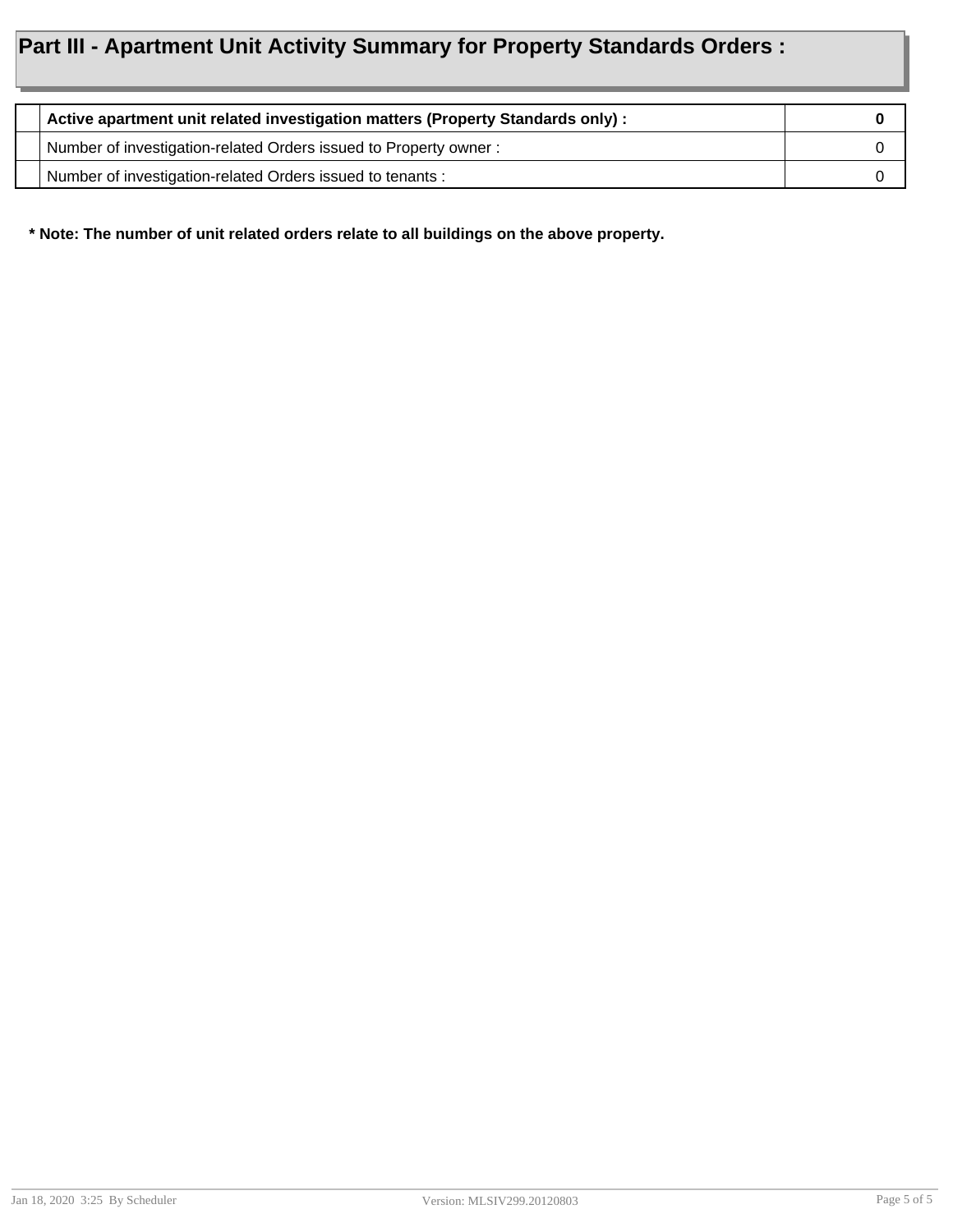## Part III - Apartment Unit Activity Summary for Property Standards Orders :

| | | |
|---|---|---|
| | **Active apartment unit related investigation matters (Property Standards only) :** | **0** |
| | Number of investigation-related Orders issued to Property owner : | 0 |
| | Number of investigation-related Orders issued to tenants : | 0 |

**\* Note: The number of unit related orders relate to all buildings on the above property.**